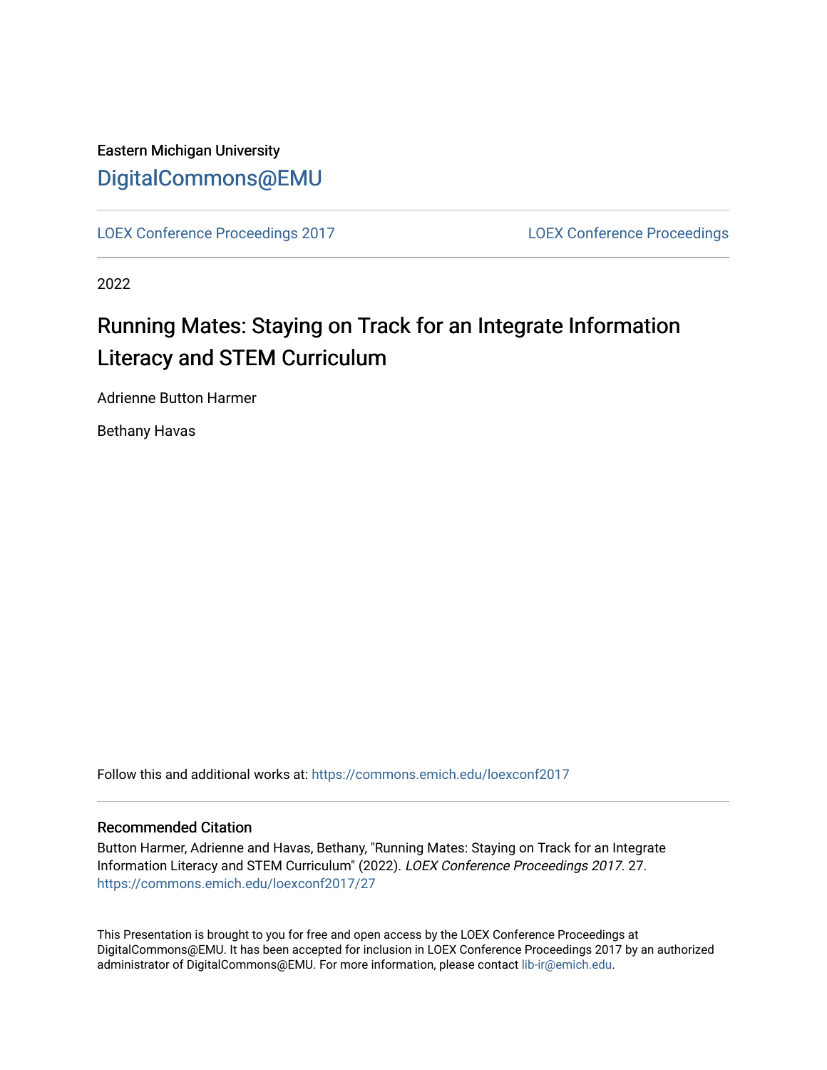Eastern Michigan University

DigitalCommons@EMU

LOEX Conference Proceedings 2017

LOEX Conference Proceedings

2022

# Running Mates: Staying on Track for an Integrate Information Literacy and STEM Curriculum

Adrienne Button Harmer

Bethany Havas

Follow this and additional works at: https://commons.emich.edu/loexconf2017

## Recommended Citation

Button Harmer, Adrienne and Havas, Bethany, "Running Mates: Staying on Track for an Integrate Information Literacy and STEM Curriculum" (2022). *LOEX Conference Proceedings 2017*. 27. https://commons.emich.edu/loexconf2017/27

This Presentation is brought to you for free and open access by the LOEX Conference Proceedings at DigitalCommons@EMU. It has been accepted for inclusion in LOEX Conference Proceedings 2017 by an authorized administrator of DigitalCommons@EMU. For more information, please contact lib-ir@emich.edu.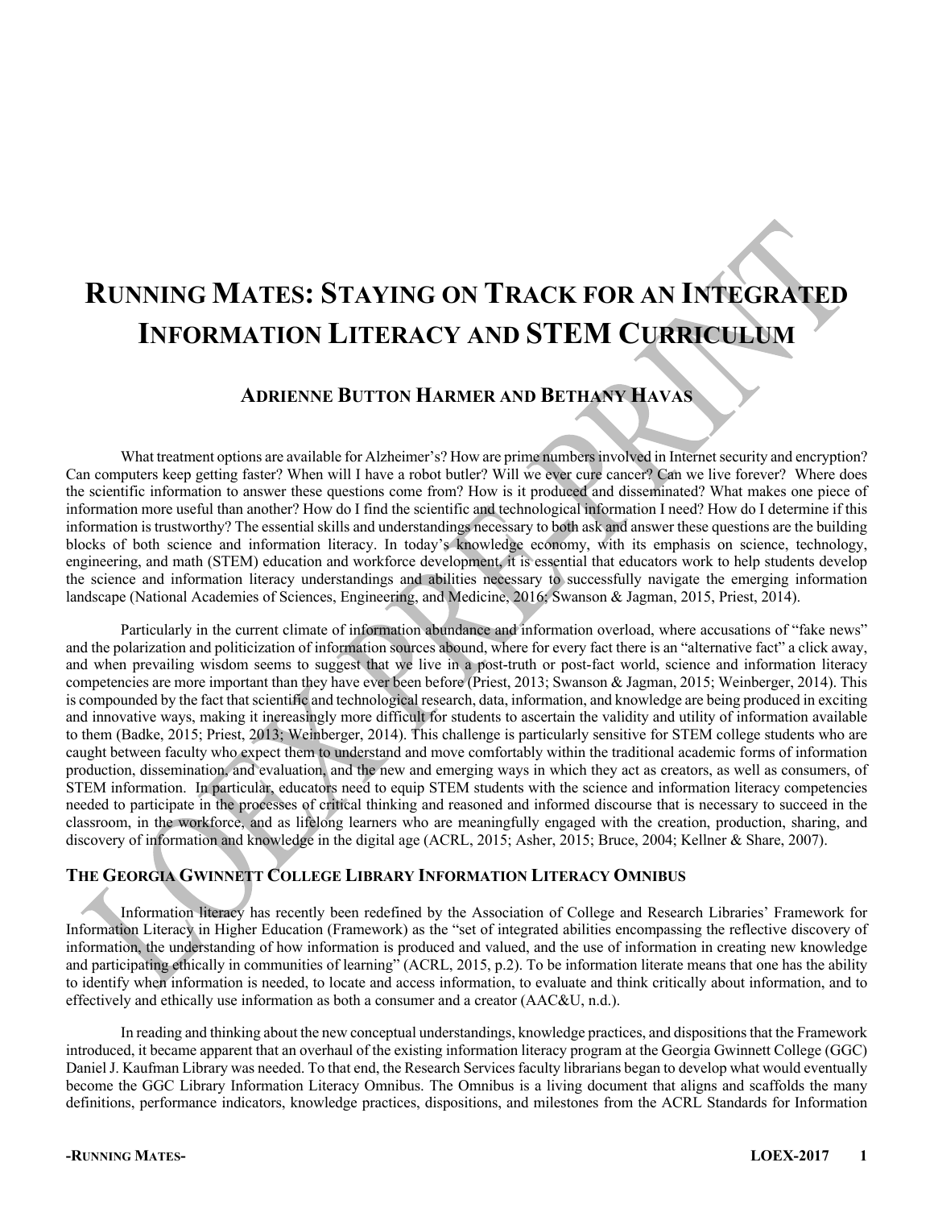# Running Mates: Staying on Track for an Integrated Information Literacy and STEM Curriculum

## Adrienne Button Harmer and Bethany Havas

What treatment options are available for Alzheimer's? How are prime numbers involved in Internet security and encryption? Can computers keep getting faster? When will I have a robot butler? Will we ever cure cancer? Can we live forever? Where does the scientific information to answer these questions come from? How is it produced and disseminated? What makes one piece of information more useful than another? How do I find the scientific and technological information I need? How do I determine if this information is trustworthy? The essential skills and understandings necessary to both ask and answer these questions are the building blocks of both science and information literacy. In today's knowledge economy, with its emphasis on science, technology, engineering, and math (STEM) education and workforce development, it is essential that educators work to help students develop the science and information literacy understandings and abilities necessary to successfully navigate the emerging information landscape (National Academies of Sciences, Engineering, and Medicine, 2016; Swanson & Jagman, 2015, Priest, 2014).

Particularly in the current climate of information abundance and information overload, where accusations of "fake news" and the polarization and politicization of information sources abound, where for every fact there is an "alternative fact" a click away, and when prevailing wisdom seems to suggest that we live in a post-truth or post-fact world, science and information literacy competencies are more important than they have ever been before (Priest, 2013; Swanson & Jagman, 2015; Weinberger, 2014). This is compounded by the fact that scientific and technological research, data, information, and knowledge are being produced in exciting and innovative ways, making it increasingly more difficult for students to ascertain the validity and utility of information available to them (Badke, 2015; Priest, 2013; Weinberger, 2014). This challenge is particularly sensitive for STEM college students who are caught between faculty who expect them to understand and move comfortably within the traditional academic forms of information production, dissemination, and evaluation, and the new and emerging ways in which they act as creators, as well as consumers, of STEM information. In particular, educators need to equip STEM students with the science and information literacy competencies needed to participate in the processes of critical thinking and reasoned and informed discourse that is necessary to succeed in the classroom, in the workforce, and as lifelong learners who are meaningfully engaged with the creation, production, sharing, and discovery of information and knowledge in the digital age (ACRL, 2015; Asher, 2015; Bruce, 2004; Kellner & Share, 2007).

### The Georgia Gwinnett College Library Information Literacy Omnibus

Information literacy has recently been redefined by the Association of College and Research Libraries' Framework for Information Literacy in Higher Education (Framework) as the "set of integrated abilities encompassing the reflective discovery of information, the understanding of how information is produced and valued, and the use of information in creating new knowledge and participating ethically in communities of learning" (ACRL, 2015, p.2). To be information literate means that one has the ability to identify when information is needed, to locate and access information, to evaluate and think critically about information, and to effectively and ethically use information as both a consumer and a creator (AAC&U, n.d.).

In reading and thinking about the new conceptual understandings, knowledge practices, and dispositions that the Framework introduced, it became apparent that an overhaul of the existing information literacy program at the Georgia Gwinnett College (GGC) Daniel J. Kaufman Library was needed. To that end, the Research Services faculty librarians began to develop what would eventually become the GGC Library Information Literacy Omnibus. The Omnibus is a living document that aligns and scaffolds the many definitions, performance indicators, knowledge practices, dispositions, and milestones from the ACRL Standards for Information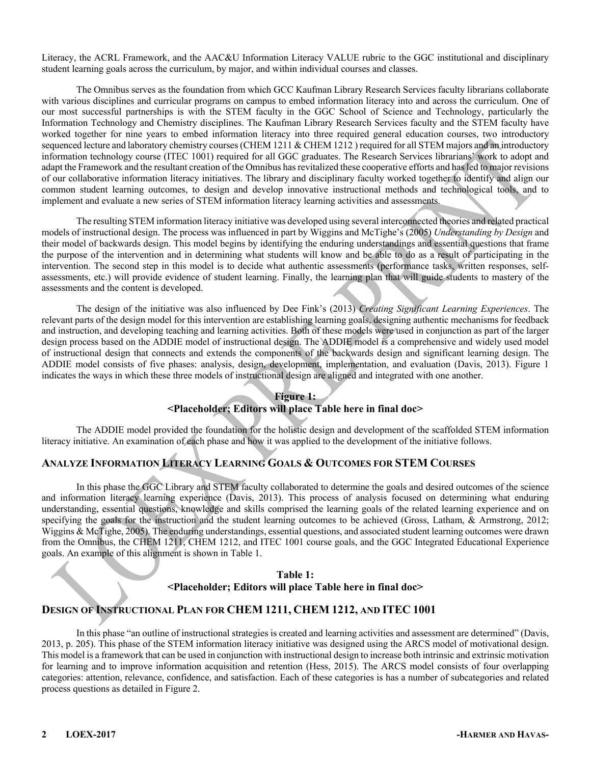Literacy, the ACRL Framework, and the AAC&U Information Literacy VALUE rubric to the GGC institutional and disciplinary student learning goals across the curriculum, by major, and within individual courses and classes.

The Omnibus serves as the foundation from which GCC Kaufman Library Research Services faculty librarians collaborate with various disciplines and curricular programs on campus to embed information literacy into and across the curriculum. One of our most successful partnerships is with the STEM faculty in the GGC School of Science and Technology, particularly the Information Technology and Chemistry disciplines. The Kaufman Library Research Services faculty and the STEM faculty have worked together for nine years to embed information literacy into three required general education courses, two introductory sequenced lecture and laboratory chemistry courses (CHEM 1211 & CHEM 1212 ) required for all STEM majors and an introductory information technology course (ITEC 1001) required for all GGC graduates. The Research Services librarians' work to adopt and adapt the Framework and the resultant creation of the Omnibus has revitalized these cooperative efforts and has led to major revisions of our collaborative information literacy initiatives. The library and disciplinary faculty worked together to identify and align our common student learning outcomes, to design and develop innovative instructional methods and technological tools, and to implement and evaluate a new series of STEM information literacy learning activities and assessments.

The resulting STEM information literacy initiative was developed using several interconnected theories and related practical models of instructional design. The process was influenced in part by Wiggins and McTighe's (2005) *Understanding by Design* and their model of backwards design. This model begins by identifying the enduring understandings and essential questions that frame the purpose of the intervention and in determining what students will know and be able to do as a result of participating in the intervention. The second step in this model is to decide what authentic assessments (performance tasks, written responses, self-assessments, etc.) will provide evidence of student learning. Finally, the learning plan that will guide students to mastery of the assessments and the content is developed.

The design of the initiative was also influenced by Dee Fink's (2013) *Creating Significant Learning Experiences*. The relevant parts of the design model for this intervention are establishing learning goals, designing authentic mechanisms for feedback and instruction, and developing teaching and learning activities. Both of these models were used in conjunction as part of the larger design process based on the ADDIE model of instructional design. The ADDIE model is a comprehensive and widely used model of instructional design that connects and extends the components of the backwards design and significant learning design. The ADDIE model consists of five phases: analysis, design, development, implementation, and evaluation (Davis, 2013). Figure 1 indicates the ways in which these three models of instructional design are aligned and integrated with one another.

**Figure 1:**
**<Placeholder; Editors will place Table here in final doc>**

The ADDIE model provided the foundation for the holistic design and development of the scaffolded STEM information literacy initiative. An examination of each phase and how it was applied to the development of the initiative follows.

## Analyze Information Literacy Learning Goals & Outcomes for STEM Courses

In this phase the GGC Library and STEM faculty collaborated to determine the goals and desired outcomes of the science and information literacy learning experience (Davis, 2013). This process of analysis focused on determining what enduring understanding, essential questions, knowledge and skills comprised the learning goals of the related learning experience and on specifying the goals for the instruction and the student learning outcomes to be achieved (Gross, Latham, & Armstrong, 2012; Wiggins & McTighe, 2005). The enduring understandings, essential questions, and associated student learning outcomes were drawn from the Omnibus, the CHEM 1211, CHEM 1212, and ITEC 1001 course goals, and the GGC Integrated Educational Experience goals. An example of this alignment is shown in Table 1.

**Table 1:**
**<Placeholder; Editors will place Table here in final doc>**

## Design of Instructional Plan for CHEM 1211, CHEM 1212, and ITEC 1001

In this phase "an outline of instructional strategies is created and learning activities and assessment are determined" (Davis, 2013, p. 205). This phase of the STEM information literacy initiative was designed using the ARCS model of motivational design. This model is a framework that can be used in conjunction with instructional design to increase both intrinsic and extrinsic motivation for learning and to improve information acquisition and retention (Hess, 2015). The ARCS model consists of four overlapping categories: attention, relevance, confidence, and satisfaction. Each of these categories is has a number of subcategories and related process questions as detailed in Figure 2.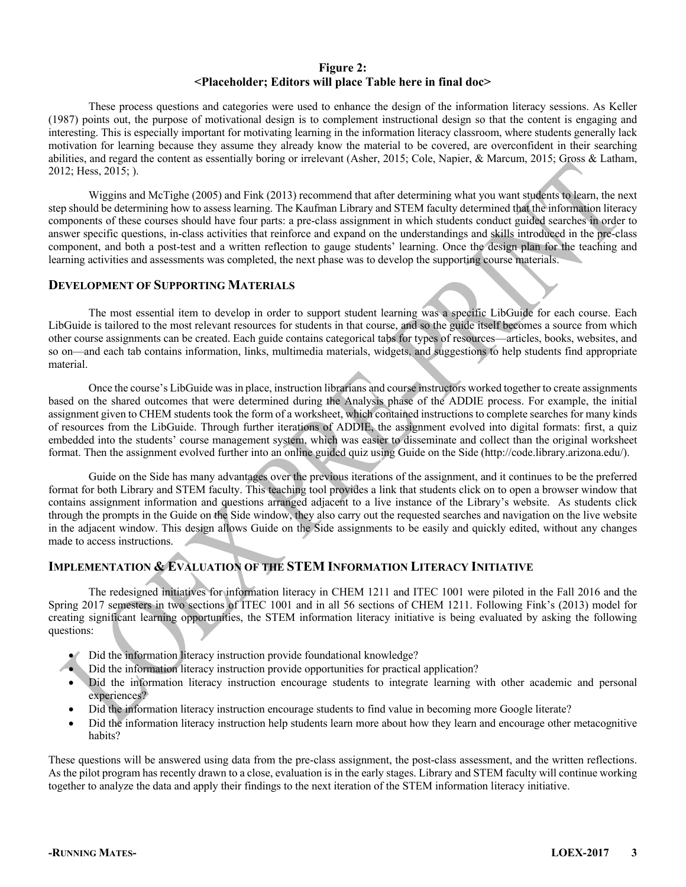**Figure 2:**
**<Placeholder; Editors will place Table here in final doc>**

These process questions and categories were used to enhance the design of the information literacy sessions. As Keller (1987) points out, the purpose of motivational design is to complement instructional design so that the content is engaging and interesting. This is especially important for motivating learning in the information literacy classroom, where students generally lack motivation for learning because they assume they already know the material to be covered, are overconfident in their searching abilities, and regard the content as essentially boring or irrelevant (Asher, 2015; Cole, Napier, & Marcum, 2015; Gross & Latham, 2012; Hess, 2015; ).

Wiggins and McTighe (2005) and Fink (2013) recommend that after determining what you want students to learn, the next step should be determining how to assess learning. The Kaufman Library and STEM faculty determined that the information literacy components of these courses should have four parts: a pre-class assignment in which students conduct guided searches in order to answer specific questions, in-class activities that reinforce and expand on the understandings and skills introduced in the pre-class component, and both a post-test and a written reflection to gauge students' learning. Once the design plan for the teaching and learning activities and assessments was completed, the next phase was to develop the supporting course materials.

## Development of Supporting Materials

The most essential item to develop in order to support student learning was a specific LibGuide for each course. Each LibGuide is tailored to the most relevant resources for students in that course, and so the guide itself becomes a source from which other course assignments can be created. Each guide contains categorical tabs for types of resources—articles, books, websites, and so on—and each tab contains information, links, multimedia materials, widgets, and suggestions to help students find appropriate material.

Once the course's LibGuide was in place, instruction librarians and course instructors worked together to create assignments based on the shared outcomes that were determined during the Analysis phase of the ADDIE process. For example, the initial assignment given to CHEM students took the form of a worksheet, which contained instructions to complete searches for many kinds of resources from the LibGuide. Through further iterations of ADDIE, the assignment evolved into digital formats: first, a quiz embedded into the students' course management system, which was easier to disseminate and collect than the original worksheet format. Then the assignment evolved further into an online guided quiz using Guide on the Side (http://code.library.arizona.edu/).

Guide on the Side has many advantages over the previous iterations of the assignment, and it continues to be the preferred format for both Library and STEM faculty. This teaching tool provides a link that students click on to open a browser window that contains assignment information and questions arranged adjacent to a live instance of the Library's website. As students click through the prompts in the Guide on the Side window, they also carry out the requested searches and navigation on the live website in the adjacent window. This design allows Guide on the Side assignments to be easily and quickly edited, without any changes made to access instructions.

## Implementation & Evaluation of the STEM Information Literacy Initiative

The redesigned initiatives for information literacy in CHEM 1211 and ITEC 1001 were piloted in the Fall 2016 and the Spring 2017 semesters in two sections of ITEC 1001 and in all 56 sections of CHEM 1211. Following Fink's (2013) model for creating significant learning opportunities, the STEM information literacy initiative is being evaluated by asking the following questions:

- Did the information literacy instruction provide foundational knowledge?
- Did the information literacy instruction provide opportunities for practical application?
- Did the information literacy instruction encourage students to integrate learning with other academic and personal experiences?
- Did the information literacy instruction encourage students to find value in becoming more Google literate?
- Did the information literacy instruction help students learn more about how they learn and encourage other metacognitive habits?

These questions will be answered using data from the pre-class assignment, the post-class assessment, and the written reflections. As the pilot program has recently drawn to a close, evaluation is in the early stages. Library and STEM faculty will continue working together to analyze the data and apply their findings to the next iteration of the STEM information literacy initiative.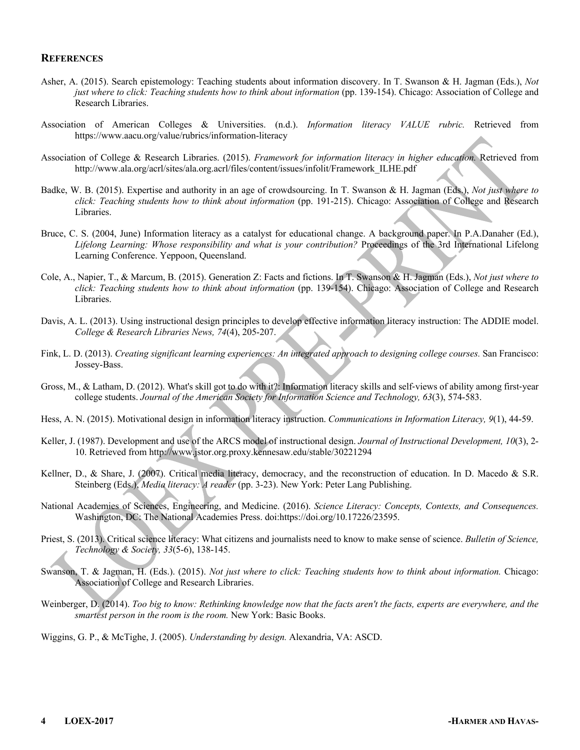## REFERENCES

Asher, A. (2015). Search epistemology: Teaching students about information discovery. In T. Swanson & H. Jagman (Eds.), *Not just where to click: Teaching students how to think about information* (pp. 139-154). Chicago: Association of College and Research Libraries.

Association of American Colleges & Universities. (n.d.). *Information literacy VALUE rubric.* Retrieved from https://www.aacu.org/value/rubrics/information-literacy

Association of College & Research Libraries. (2015). *Framework for information literacy in higher education.* Retrieved from http://www.ala.org/acrl/sites/ala.org.acrl/files/content/issues/infolit/Framework_ILHE.pdf

Badke, W. B. (2015). Expertise and authority in an age of crowdsourcing. In T. Swanson & H. Jagman (Eds.), *Not just where to click: Teaching students how to think about information* (pp. 191-215). Chicago: Association of College and Research Libraries.

Bruce, C. S. (2004, June) Information literacy as a catalyst for educational change. A background paper. In P.A.Danaher (Ed.), *Lifelong Learning: Whose responsibility and what is your contribution?* Proceedings of the 3rd International Lifelong Learning Conference. Yeppoon, Queensland.

Cole, A., Napier, T., & Marcum, B. (2015). Generation Z: Facts and fictions. In T. Swanson & H. Jagman (Eds.), *Not just where to click: Teaching students how to think about information* (pp. 139-154). Chicago: Association of College and Research Libraries.

Davis, A. L. (2013). Using instructional design principles to develop effective information literacy instruction: The ADDIE model. *College & Research Libraries News, 74*(4), 205-207.

Fink, L. D. (2013). *Creating significant learning experiences: An integrated approach to designing college courses.* San Francisco: Jossey-Bass.

Gross, M., & Latham, D. (2012). What's skill got to do with it?: Information literacy skills and self-views of ability among first-year college students. *Journal of the American Society for Information Science and Technology, 63*(3), 574-583.

Hess, A. N. (2015). Motivational design in information literacy instruction. *Communications in Information Literacy, 9*(1), 44-59.

Keller, J. (1987). Development and use of the ARCS model of instructional design. *Journal of Instructional Development, 10*(3), 2-10. Retrieved from http://www.jstor.org.proxy.kennesaw.edu/stable/30221294

Kellner, D., & Share, J. (2007). Critical media literacy, democracy, and the reconstruction of education. In D. Macedo & S.R. Steinberg (Eds.), *Media literacy: A reader* (pp. 3-23). New York: Peter Lang Publishing.

National Academies of Sciences, Engineering, and Medicine. (2016). *Science Literacy: Concepts, Contexts, and Consequences.* Washington, DC: The National Academies Press. doi:https://doi.org/10.17226/23595.

Priest, S. (2013). Critical science literacy: What citizens and journalists need to know to make sense of science. *Bulletin of Science, Technology & Society, 33*(5-6), 138-145.

Swanson, T. & Jagman, H. (Eds.). (2015). *Not just where to click: Teaching students how to think about information.* Chicago: Association of College and Research Libraries.

Weinberger, D. (2014). *Too big to know: Rethinking knowledge now that the facts aren't the facts, experts are everywhere, and the smartest person in the room is the room.* New York: Basic Books.

Wiggins, G. P., & McTighe, J. (2005). *Understanding by design.* Alexandria, VA: ASCD.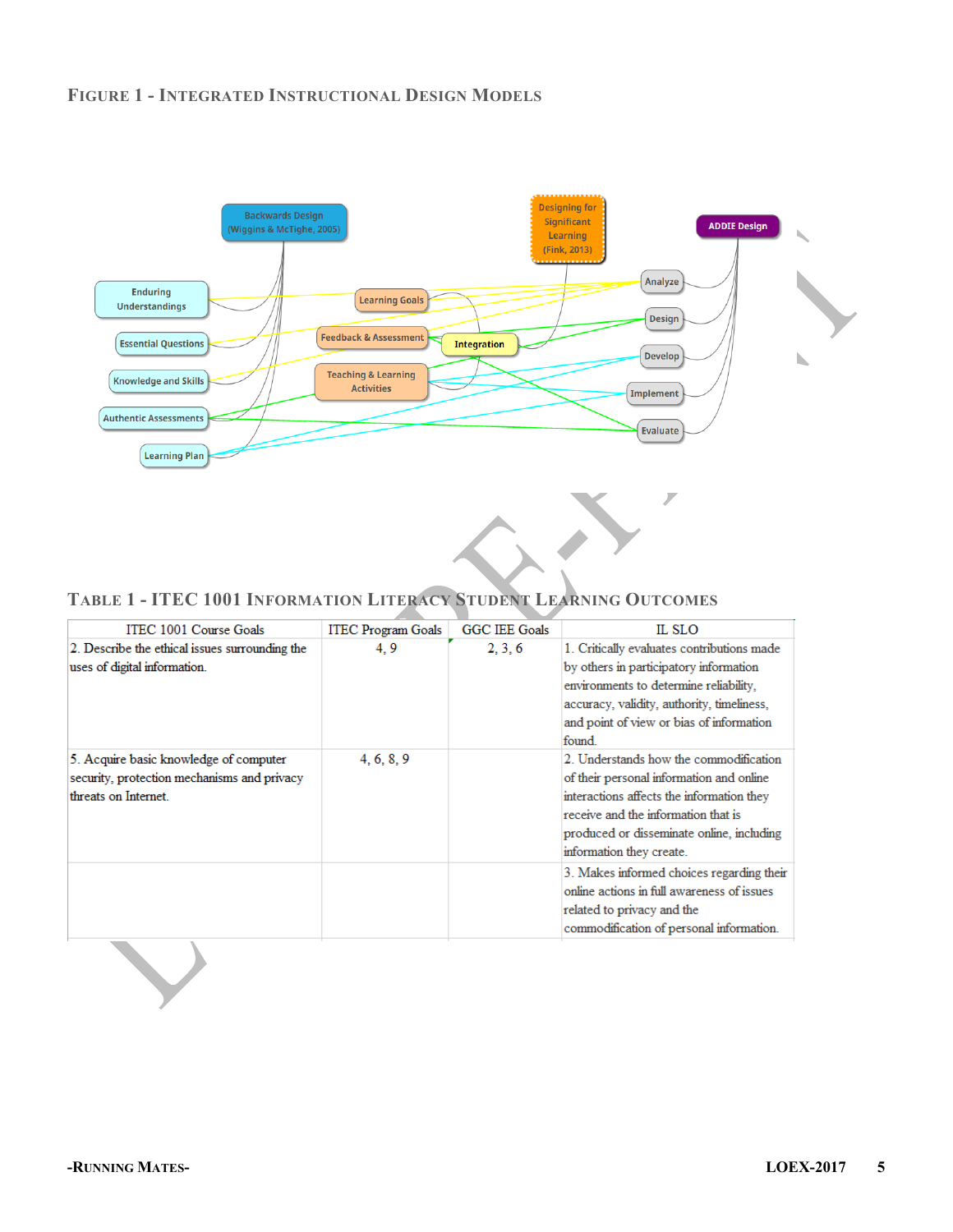# Figure 1 - Integrated Instructional Design Models

Backwards Design (Wiggins & McTighe, 2005)

Designing for Significant Learning (Fink, 2013)

ADDIE Design

Enduring Understandings

Essential Questions

Knowledge and Skills

Authentic Assessments

Learning Plan

Learning Goals

Feedback & Assessment

Integration

Teaching & Learning Activities

Analyze

Design

Develop

Implement

Evaluate

# Table 1 - ITEC 1001 Information Literacy Student Learning Outcomes

| ITEC 1001 Course Goals | ITEC Program Goals | GGC IEE Goals | IL SLO |
|---|---|---|---|
| 2. Describe the ethical issues surrounding the uses of digital information. | 4, 9 | 2, 3, 6 | 1. Critically evaluates contributions made by others in participatory information environments to determine reliability, accuracy, validity, authority, timeliness, and point of view or bias of information found. |
| 5. Acquire basic knowledge of computer security, protection mechanisms and privacy threats on Internet. | 4, 6, 8, 9 | | 2. Understands how the commodification of their personal information and online interactions affects the information they receive and the information that is produced or disseminate online, including information they create. |
| | | | 3. Makes informed choices regarding their online actions in full awareness of issues related to privacy and the commodification of personal information. |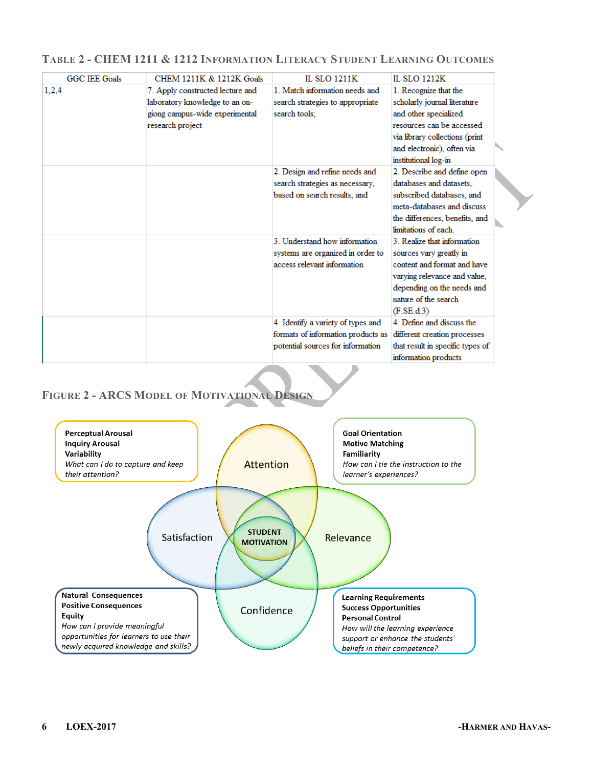### Table 2 - CHEM 1211 & 1212 Information Literacy Student Learning Outcomes

| GGC IEE Goals | CHEM 1211K & 1212K Goals | IL SLO 1211K | IL SLO 1212K |
|---|---|---|---|
| 1,2,4 | 7. Apply constructed lecture and laboratory knowledge to an on-giong campus-wide experimental research project | 1. Match information needs and search strategies to appropriate search tools; | 1. Recognize that the scholarly journal literature and other specialized resources can be accessed via library collections (print and electronic), often via institutional log-in |
| | | 2. Design and refine needs and search strategies as necessary, based on search results; and | 2. Describe and define open databases and datasets, subscribed databases, and meta-databases and discuss the differences, benefits, and limitations of each. |
| | | 3. Understand how information systems are organized in order to access relevant information | 3. Realize that information sources vary greatly in content and format and have varying relevance and value, depending on the needs and nature of the search (F.SE.d.3) |
| | | 4. Identify a variety of types and formats of information products as potential sources for information | 4. Define and discuss the different creation processes that result in specific types of information products |

### Figure 2 - ARCS Model of Motivational Design

**Perceptual Arousal**
**Inquiry Arousal**
**Variability**
*What can I do to capture and keep their attention?*

**Goal Orientation**
**Motive Matching**
**Familiarity**
*How can I tie the instruction to the learner's experiences?*

Attention

Satisfaction

STUDENT MOTIVATION

Relevance

Confidence

**Natural Consequences**
**Positive Consequences**
**Equity**
*How can I provide meaningful opportunities for learners to use their newly acquired knowledge and skills?*

**Learning Requirements**
**Success Opportunities**
**Personal Control**
*How will the learning experience support or enhance the students' beliefs in their competence?*